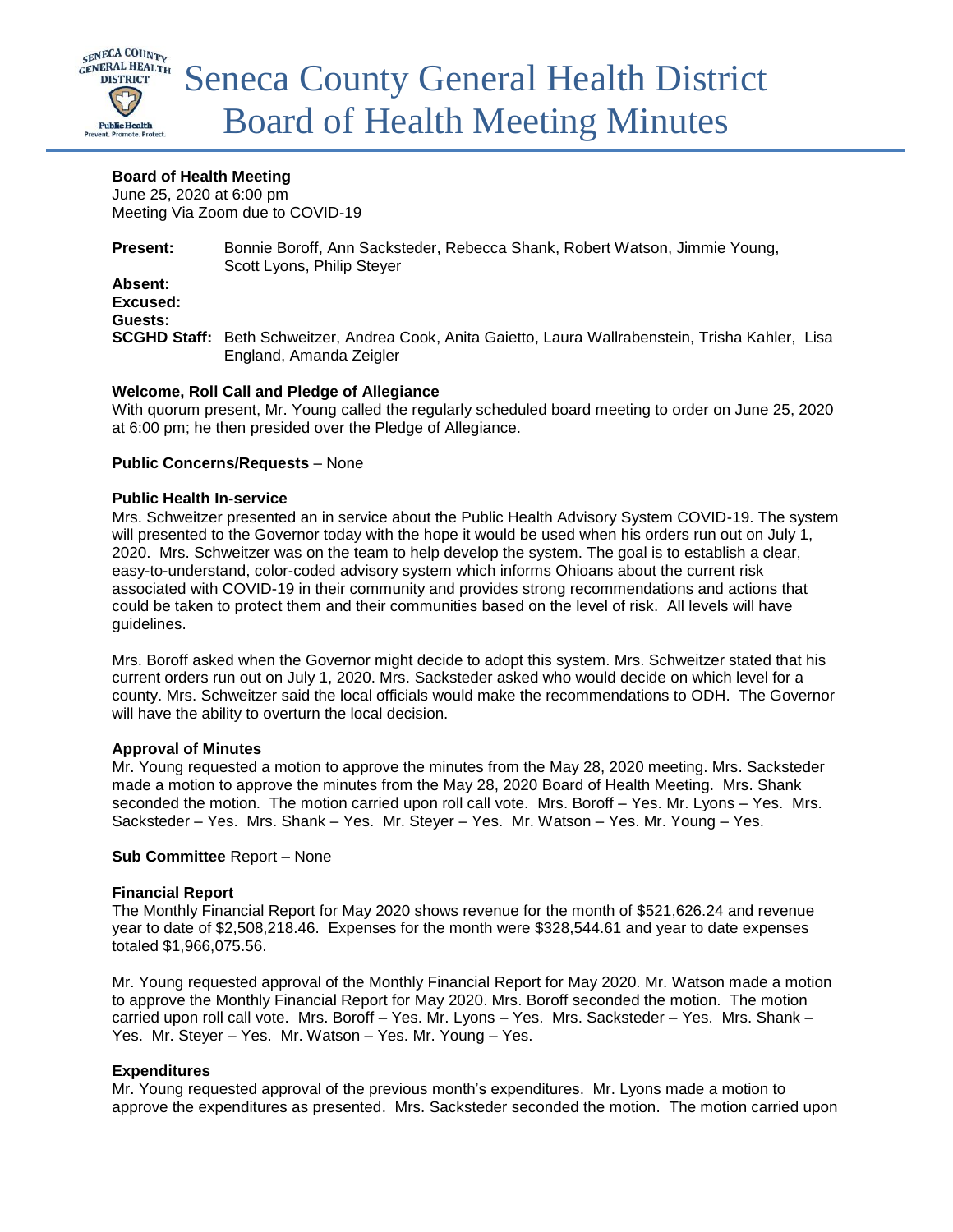# Seneca County General Health District Board of Health Meeting Minutes

**Board of Health Meeting**
June 25, 2020 at 6:00 pm
Meeting Via Zoom due to COVID-19

**Present:** Bonnie Boroff, Ann Sacksteder, Rebecca Shank, Robert Watson, Jimmie Young, Scott Lyons, Philip Steyer
**Absent:**
**Excused:**
**Guests:**
**SCGHD Staff:** Beth Schweitzer, Andrea Cook, Anita Gaietto, Laura Wallrabenstein, Trisha Kahler, Lisa England, Amanda Zeigler

**Welcome, Roll Call and Pledge of Allegiance**
With quorum present, Mr. Young called the regularly scheduled board meeting to order on June 25, 2020 at 6:00 pm; he then presided over the Pledge of Allegiance.

**Public Concerns/Requests** – None

**Public Health In-service**
Mrs. Schweitzer presented an in service about the Public Health Advisory System COVID-19. The system will presented to the Governor today with the hope it would be used when his orders run out on July 1, 2020. Mrs. Schweitzer was on the team to help develop the system. The goal is to establish a clear, easy-to-understand, color-coded advisory system which informs Ohioans about the current risk associated with COVID-19 in their community and provides strong recommendations and actions that could be taken to protect them and their communities based on the level of risk. All levels will have guidelines.

Mrs. Boroff asked when the Governor might decide to adopt this system. Mrs. Schweitzer stated that his current orders run out on July 1, 2020. Mrs. Sacksteder asked who would decide on which level for a county. Mrs. Schweitzer said the local officials would make the recommendations to ODH. The Governor will have the ability to overturn the local decision.

**Approval of Minutes**
Mr. Young requested a motion to approve the minutes from the May 28, 2020 meeting. Mrs. Sacksteder made a motion to approve the minutes from the May 28, 2020 Board of Health Meeting. Mrs. Shank seconded the motion. The motion carried upon roll call vote. Mrs. Boroff – Yes. Mr. Lyons – Yes. Mrs. Sacksteder – Yes. Mrs. Shank – Yes. Mr. Steyer – Yes. Mr. Watson – Yes. Mr. Young – Yes.

**Sub Committee** Report – None

**Financial Report**
The Monthly Financial Report for May 2020 shows revenue for the month of $521,626.24 and revenue year to date of $2,508,218.46. Expenses for the month were $328,544.61 and year to date expenses totaled $1,966,075.56.

Mr. Young requested approval of the Monthly Financial Report for May 2020. Mr. Watson made a motion to approve the Monthly Financial Report for May 2020. Mrs. Boroff seconded the motion. The motion carried upon roll call vote. Mrs. Boroff – Yes. Mr. Lyons – Yes. Mrs. Sacksteder – Yes. Mrs. Shank – Yes. Mr. Steyer – Yes. Mr. Watson – Yes. Mr. Young – Yes.

**Expenditures**
Mr. Young requested approval of the previous month's expenditures. Mr. Lyons made a motion to approve the expenditures as presented. Mrs. Sacksteder seconded the motion. The motion carried upon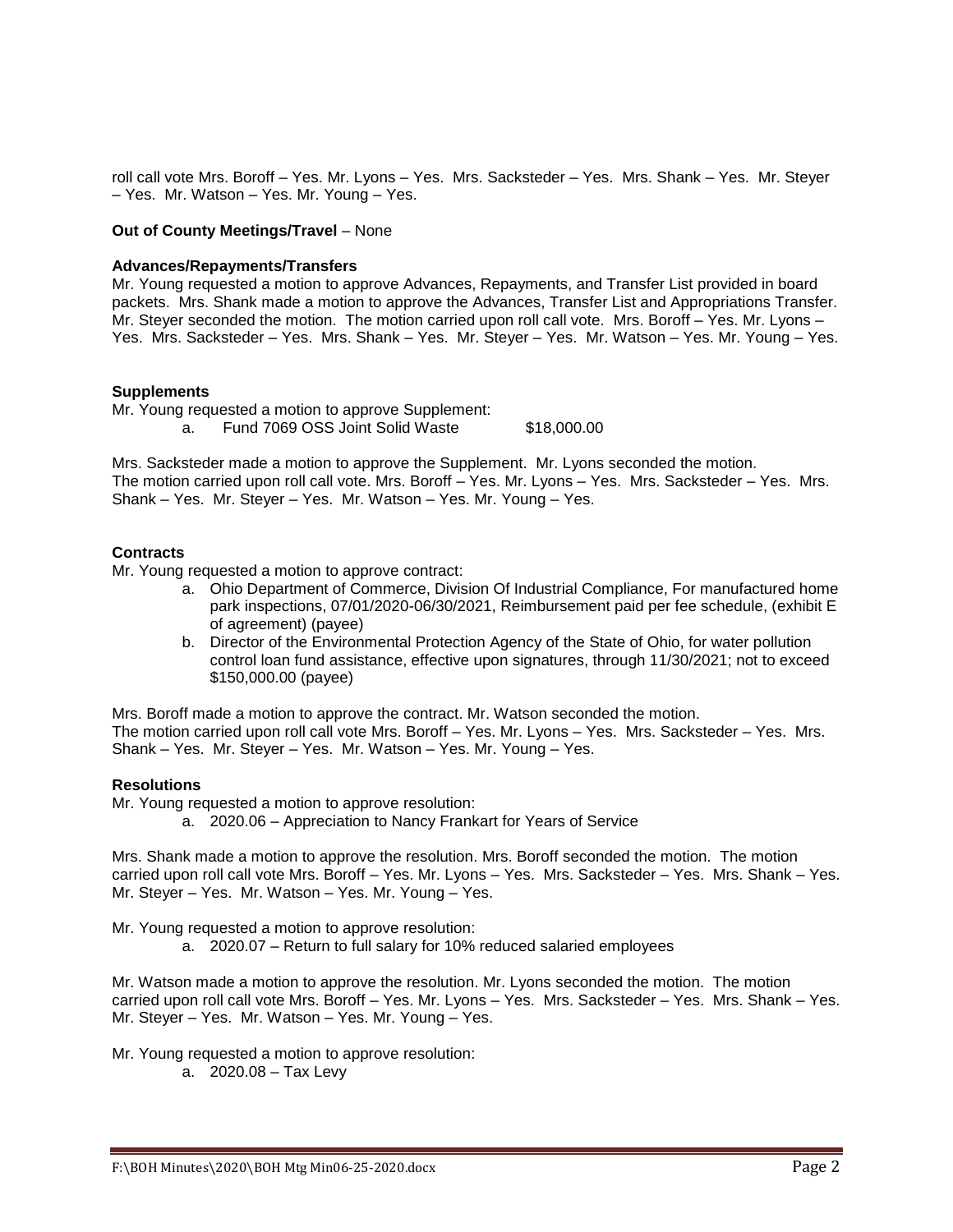roll call vote Mrs. Boroff – Yes. Mr. Lyons – Yes. Mrs. Sacksteder – Yes. Mrs. Shank – Yes. Mr. Steyer – Yes. Mr. Watson – Yes. Mr. Young – Yes.

**Out of County Meetings/Travel** – None

**Advances/Repayments/Transfers**

Mr. Young requested a motion to approve Advances, Repayments, and Transfer List provided in board packets. Mrs. Shank made a motion to approve the Advances, Transfer List and Appropriations Transfer. Mr. Steyer seconded the motion. The motion carried upon roll call vote. Mrs. Boroff – Yes. Mr. Lyons – Yes. Mrs. Sacksteder – Yes. Mrs. Shank – Yes. Mr. Steyer – Yes. Mr. Watson – Yes. Mr. Young – Yes.

**Supplements**

Mr. Young requested a motion to approve Supplement:

a. Fund 7069 OSS Joint Solid Waste $18,000.00

Mrs. Sacksteder made a motion to approve the Supplement. Mr. Lyons seconded the motion. The motion carried upon roll call vote. Mrs. Boroff – Yes. Mr. Lyons – Yes. Mrs. Sacksteder – Yes. Mrs. Shank – Yes. Mr. Steyer – Yes. Mr. Watson – Yes. Mr. Young – Yes.

**Contracts**

Mr. Young requested a motion to approve contract:

a. Ohio Department of Commerce, Division Of Industrial Compliance, For manufactured home park inspections, 07/01/2020-06/30/2021, Reimbursement paid per fee schedule, (exhibit E of agreement) (payee)
b. Director of the Environmental Protection Agency of the State of Ohio, for water pollution control loan fund assistance, effective upon signatures, through 11/30/2021; not to exceed $150,000.00 (payee)

Mrs. Boroff made a motion to approve the contract. Mr. Watson seconded the motion. The motion carried upon roll call vote Mrs. Boroff – Yes. Mr. Lyons – Yes. Mrs. Sacksteder – Yes. Mrs. Shank – Yes. Mr. Steyer – Yes. Mr. Watson – Yes. Mr. Young – Yes.

**Resolutions**

Mr. Young requested a motion to approve resolution:

a. 2020.06 – Appreciation to Nancy Frankart for Years of Service

Mrs. Shank made a motion to approve the resolution. Mrs. Boroff seconded the motion. The motion carried upon roll call vote Mrs. Boroff – Yes. Mr. Lyons – Yes. Mrs. Sacksteder – Yes. Mrs. Shank – Yes. Mr. Steyer – Yes. Mr. Watson – Yes. Mr. Young – Yes.

Mr. Young requested a motion to approve resolution:

a. 2020.07 – Return to full salary for 10% reduced salaried employees

Mr. Watson made a motion to approve the resolution. Mr. Lyons seconded the motion. The motion carried upon roll call vote Mrs. Boroff – Yes. Mr. Lyons – Yes. Mrs. Sacksteder – Yes. Mrs. Shank – Yes. Mr. Steyer – Yes. Mr. Watson – Yes. Mr. Young – Yes.

Mr. Young requested a motion to approve resolution:

a. 2020.08 – Tax Levy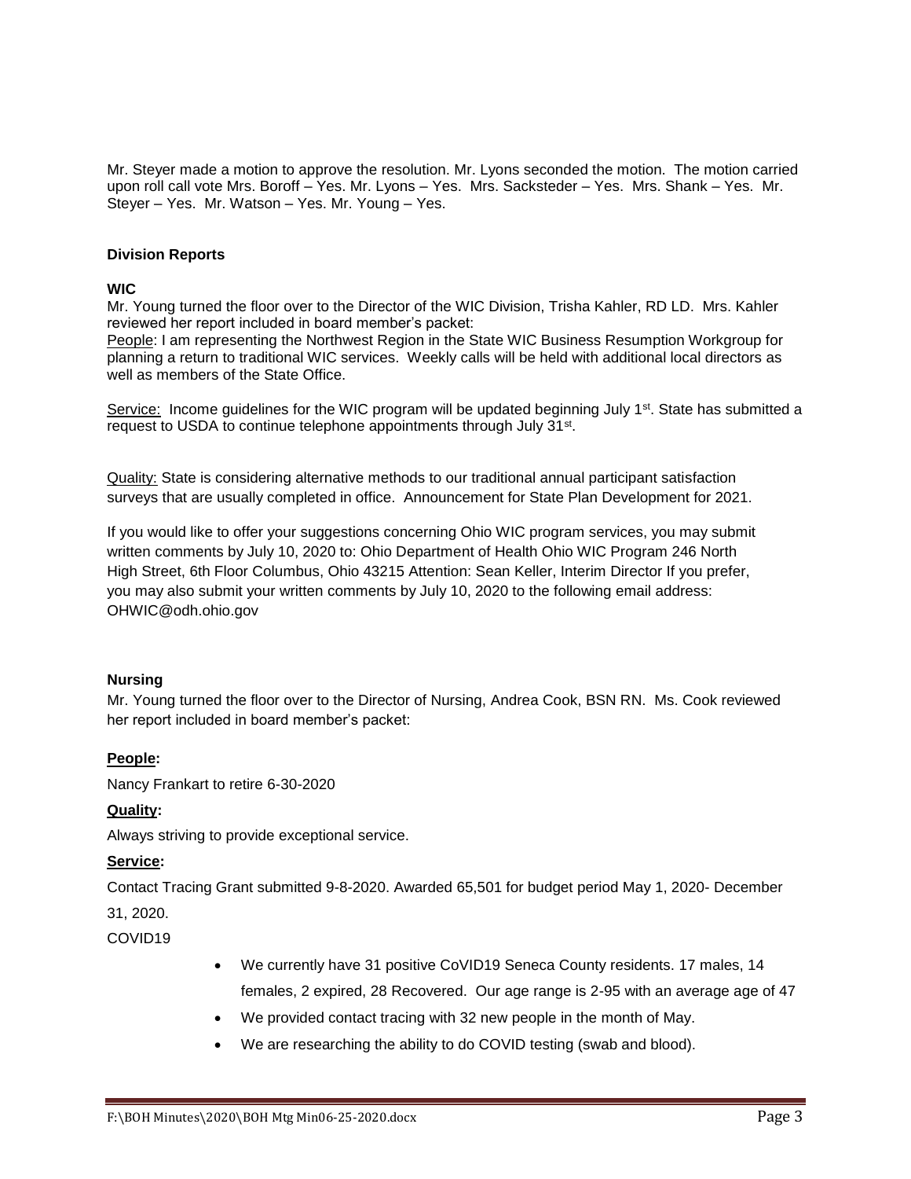Mr. Steyer made a motion to approve the resolution. Mr. Lyons seconded the motion. The motion carried upon roll call vote Mrs. Boroff – Yes. Mr. Lyons – Yes. Mrs. Sacksteder – Yes. Mrs. Shank – Yes. Mr. Steyer – Yes. Mr. Watson – Yes. Mr. Young – Yes.

**Division Reports**

**WIC**

Mr. Young turned the floor over to the Director of the WIC Division, Trisha Kahler, RD LD. Mrs. Kahler reviewed her report included in board member's packet:

People: I am representing the Northwest Region in the State WIC Business Resumption Workgroup for planning a return to traditional WIC services. Weekly calls will be held with additional local directors as well as members of the State Office.

Service: Income guidelines for the WIC program will be updated beginning July 1st. State has submitted a request to USDA to continue telephone appointments through July 31st.

Quality: State is considering alternative methods to our traditional annual participant satisfaction surveys that are usually completed in office. Announcement for State Plan Development for 2021.

If you would like to offer your suggestions concerning Ohio WIC program services, you may submit written comments by July 10, 2020 to: Ohio Department of Health Ohio WIC Program 246 North High Street, 6th Floor Columbus, Ohio 43215 Attention: Sean Keller, Interim Director If you prefer, you may also submit your written comments by July 10, 2020 to the following email address: OHWIC@odh.ohio.gov

**Nursing**

Mr. Young turned the floor over to the Director of Nursing, Andrea Cook, BSN RN. Ms. Cook reviewed her report included in board member's packet:

**People:**

Nancy Frankart to retire 6-30-2020

**Quality:**

Always striving to provide exceptional service.

**Service:**

Contact Tracing Grant submitted 9-8-2020. Awarded 65,501 for budget period May 1, 2020- December 31, 2020.

COVID19

- We currently have 31 positive CoVID19 Seneca County residents. 17 males, 14 females, 2 expired, 28 Recovered. Our age range is 2-95 with an average age of 47
- We provided contact tracing with 32 new people in the month of May.
- We are researching the ability to do COVID testing (swab and blood).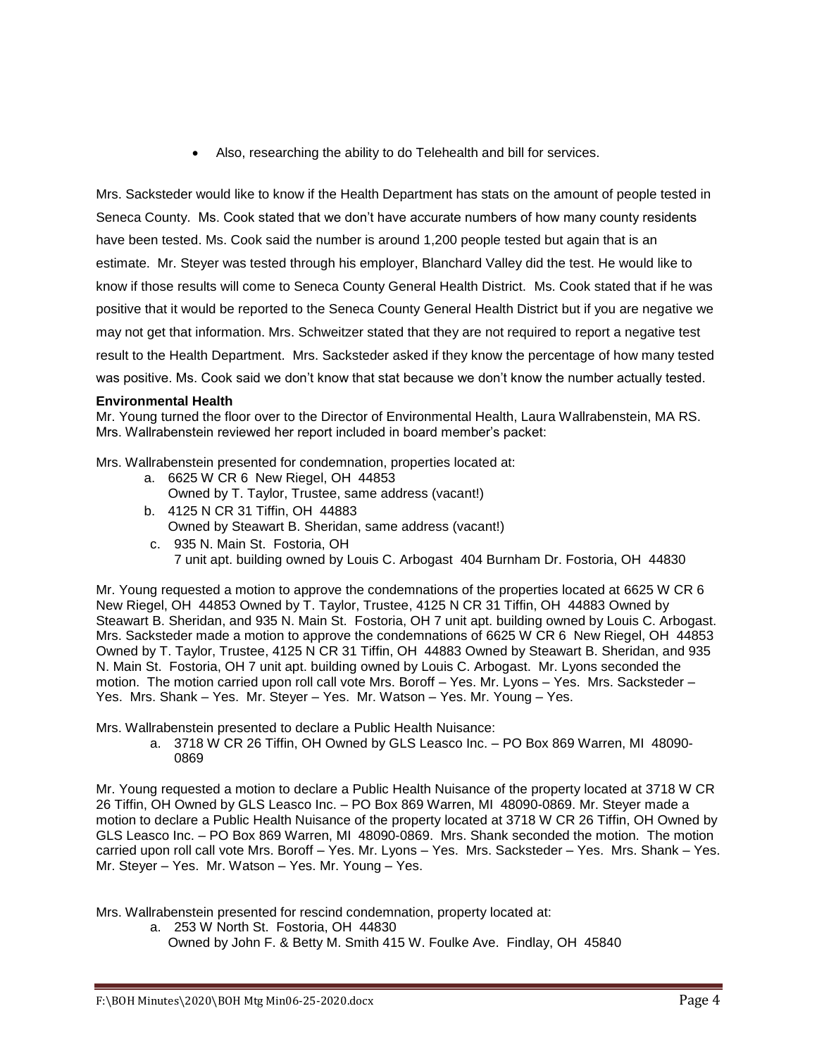- Also, researching the ability to do Telehealth and bill for services.

Mrs. Sacksteder would like to know if the Health Department has stats on the amount of people tested in Seneca County. Ms. Cook stated that we don't have accurate numbers of how many county residents have been tested. Ms. Cook said the number is around 1,200 people tested but again that is an estimate. Mr. Steyer was tested through his employer, Blanchard Valley did the test. He would like to know if those results will come to Seneca County General Health District. Ms. Cook stated that if he was positive that it would be reported to the Seneca County General Health District but if you are negative we may not get that information. Mrs. Schweitzer stated that they are not required to report a negative test result to the Health Department. Mrs. Sacksteder asked if they know the percentage of how many tested was positive. Ms. Cook said we don't know that stat because we don't know the number actually tested.

**Environmental Health**

Mr. Young turned the floor over to the Director of Environmental Health, Laura Wallrabenstein, MA RS. Mrs. Wallrabenstein reviewed her report included in board member's packet:

Mrs. Wallrabenstein presented for condemnation, properties located at:

a. 6625 W CR 6 New Riegel, OH 44853
   Owned by T. Taylor, Trustee, same address (vacant!)
b. 4125 N CR 31 Tiffin, OH 44883
   Owned by Steawart B. Sheridan, same address (vacant!)
c. 935 N. Main St. Fostoria, OH
   7 unit apt. building owned by Louis C. Arbogast 404 Burnham Dr. Fostoria, OH 44830

Mr. Young requested a motion to approve the condemnations of the properties located at 6625 W CR 6 New Riegel, OH 44853 Owned by T. Taylor, Trustee, 4125 N CR 31 Tiffin, OH 44883 Owned by Steawart B. Sheridan, and 935 N. Main St. Fostoria, OH 7 unit apt. building owned by Louis C. Arbogast. Mrs. Sacksteder made a motion to approve the condemnations of 6625 W CR 6 New Riegel, OH 44853 Owned by T. Taylor, Trustee, 4125 N CR 31 Tiffin, OH 44883 Owned by Steawart B. Sheridan, and 935 N. Main St. Fostoria, OH 7 unit apt. building owned by Louis C. Arbogast. Mr. Lyons seconded the motion. The motion carried upon roll call vote Mrs. Boroff – Yes. Mr. Lyons – Yes. Mrs. Sacksteder – Yes. Mrs. Shank – Yes. Mr. Steyer – Yes. Mr. Watson – Yes. Mr. Young – Yes.

Mrs. Wallrabenstein presented to declare a Public Health Nuisance:

a. 3718 W CR 26 Tiffin, OH Owned by GLS Leasco Inc. – PO Box 869 Warren, MI 48090-0869

Mr. Young requested a motion to declare a Public Health Nuisance of the property located at 3718 W CR 26 Tiffin, OH Owned by GLS Leasco Inc. – PO Box 869 Warren, MI 48090-0869. Mr. Steyer made a motion to declare a Public Health Nuisance of the property located at 3718 W CR 26 Tiffin, OH Owned by GLS Leasco Inc. – PO Box 869 Warren, MI 48090-0869. Mrs. Shank seconded the motion. The motion carried upon roll call vote Mrs. Boroff – Yes. Mr. Lyons – Yes. Mrs. Sacksteder – Yes. Mrs. Shank – Yes. Mr. Steyer – Yes. Mr. Watson – Yes. Mr. Young – Yes.

Mrs. Wallrabenstein presented for rescind condemnation, property located at:

a. 253 W North St. Fostoria, OH 44830
   Owned by John F. & Betty M. Smith 415 W. Foulke Ave. Findlay, OH 45840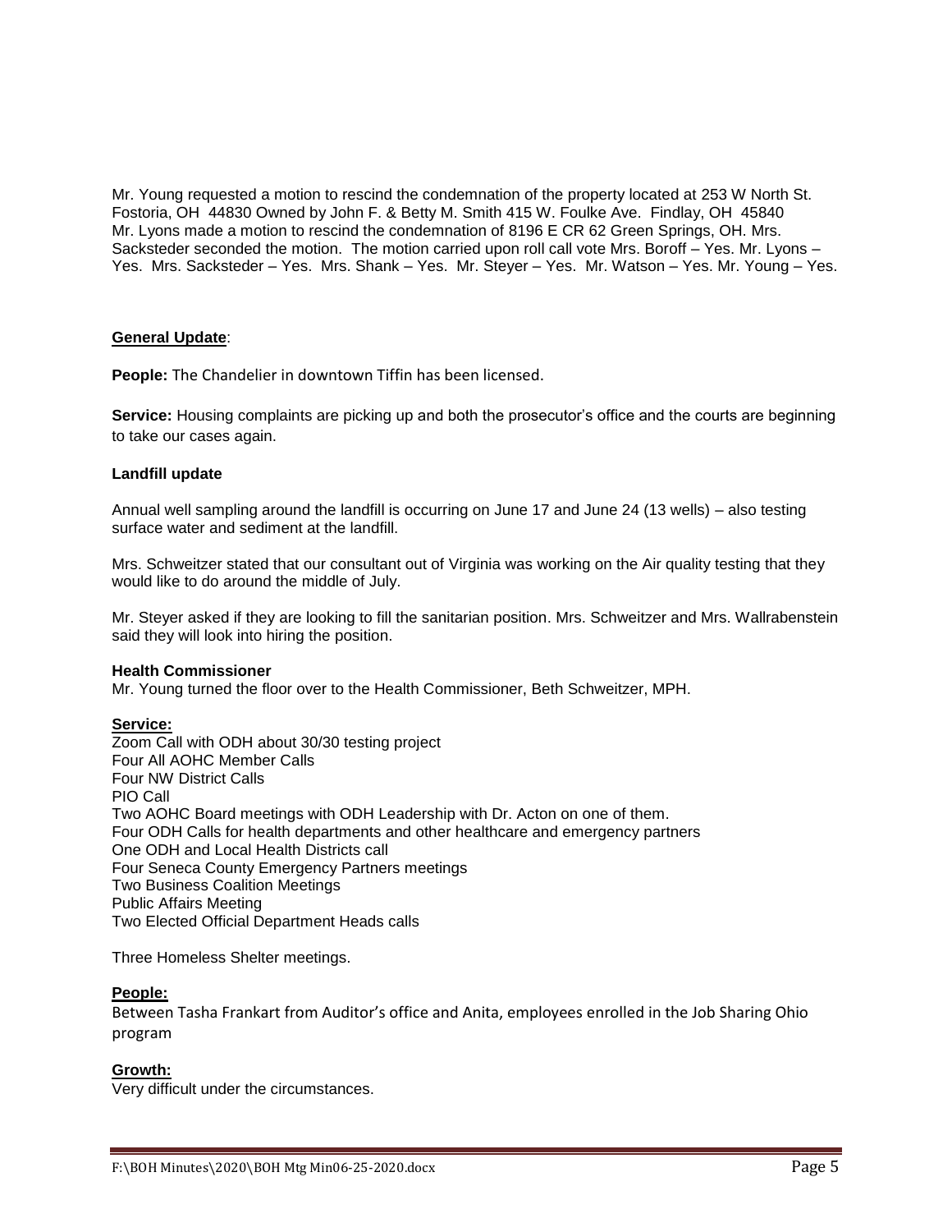Mr. Young requested a motion to rescind the condemnation of the property located at 253 W North St. Fostoria, OH 44830 Owned by John F. & Betty M. Smith 415 W. Foulke Ave. Findlay, OH 45840 Mr. Lyons made a motion to rescind the condemnation of 8196 E CR 62 Green Springs, OH. Mrs. Sacksteder seconded the motion. The motion carried upon roll call vote Mrs. Boroff – Yes. Mr. Lyons – Yes. Mrs. Sacksteder – Yes. Mrs. Shank – Yes. Mr. Steyer – Yes. Mr. Watson – Yes. Mr. Young – Yes.

**General Update**:

**People:** The Chandelier in downtown Tiffin has been licensed.

**Service:** Housing complaints are picking up and both the prosecutor's office and the courts are beginning to take our cases again.

**Landfill update**

Annual well sampling around the landfill is occurring on June 17 and June 24 (13 wells) – also testing surface water and sediment at the landfill.

Mrs. Schweitzer stated that our consultant out of Virginia was working on the Air quality testing that they would like to do around the middle of July.

Mr. Steyer asked if they are looking to fill the sanitarian position. Mrs. Schweitzer and Mrs. Wallrabenstein said they will look into hiring the position.

**Health Commissioner**

Mr. Young turned the floor over to the Health Commissioner, Beth Schweitzer, MPH.

**Service:**

Zoom Call with ODH about 30/30 testing project
Four All AOHC Member Calls
Four NW District Calls
PIO Call
Two AOHC Board meetings with ODH Leadership with Dr. Acton on one of them.
Four ODH Calls for health departments and other healthcare and emergency partners
One ODH and Local Health Districts call
Four Seneca County Emergency Partners meetings
Two Business Coalition Meetings
Public Affairs Meeting
Two Elected Official Department Heads calls

Three Homeless Shelter meetings.

**People:**

Between Tasha Frankart from Auditor's office and Anita, employees enrolled in the Job Sharing Ohio program

**Growth:**

Very difficult under the circumstances.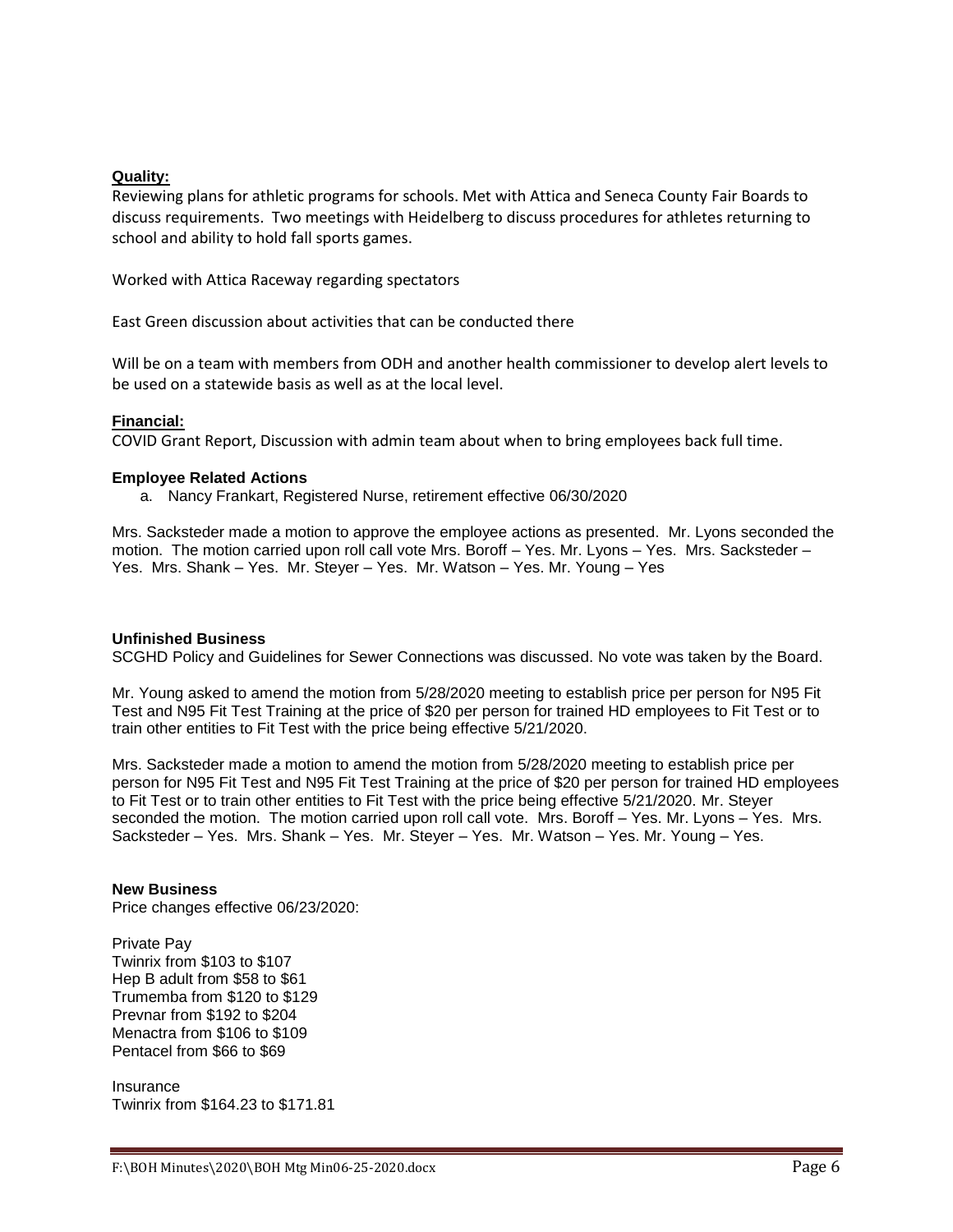**Quality:**

Reviewing plans for athletic programs for schools. Met with Attica and Seneca County Fair Boards to discuss requirements. Two meetings with Heidelberg to discuss procedures for athletes returning to school and ability to hold fall sports games.

Worked with Attica Raceway regarding spectators

East Green discussion about activities that can be conducted there

Will be on a team with members from ODH and another health commissioner to develop alert levels to be used on a statewide basis as well as at the local level.

**Financial:**

COVID Grant Report, Discussion with admin team about when to bring employees back full time.

**Employee Related Actions**

a. Nancy Frankart, Registered Nurse, retirement effective 06/30/2020

Mrs. Sacksteder made a motion to approve the employee actions as presented. Mr. Lyons seconded the motion. The motion carried upon roll call vote Mrs. Boroff – Yes. Mr. Lyons – Yes. Mrs. Sacksteder – Yes. Mrs. Shank – Yes. Mr. Steyer – Yes. Mr. Watson – Yes. Mr. Young – Yes

**Unfinished Business**

SCGHD Policy and Guidelines for Sewer Connections was discussed. No vote was taken by the Board.

Mr. Young asked to amend the motion from 5/28/2020 meeting to establish price per person for N95 Fit Test and N95 Fit Test Training at the price of $20 per person for trained HD employees to Fit Test or to train other entities to Fit Test with the price being effective 5/21/2020.

Mrs. Sacksteder made a motion to amend the motion from 5/28/2020 meeting to establish price per person for N95 Fit Test and N95 Fit Test Training at the price of $20 per person for trained HD employees to Fit Test or to train other entities to Fit Test with the price being effective 5/21/2020. Mr. Steyer seconded the motion. The motion carried upon roll call vote. Mrs. Boroff – Yes. Mr. Lyons – Yes. Mrs. Sacksteder – Yes. Mrs. Shank – Yes. Mr. Steyer – Yes. Mr. Watson – Yes. Mr. Young – Yes.

**New Business**

Price changes effective 06/23/2020:

Private Pay
Twinrix from $103 to $107
Hep B adult from $58 to $61
Trumemba from $120 to $129
Prevnar from $192 to $204
Menactra from $106 to $109
Pentacel from $66 to $69

Insurance
Twinrix from $164.23 to $171.81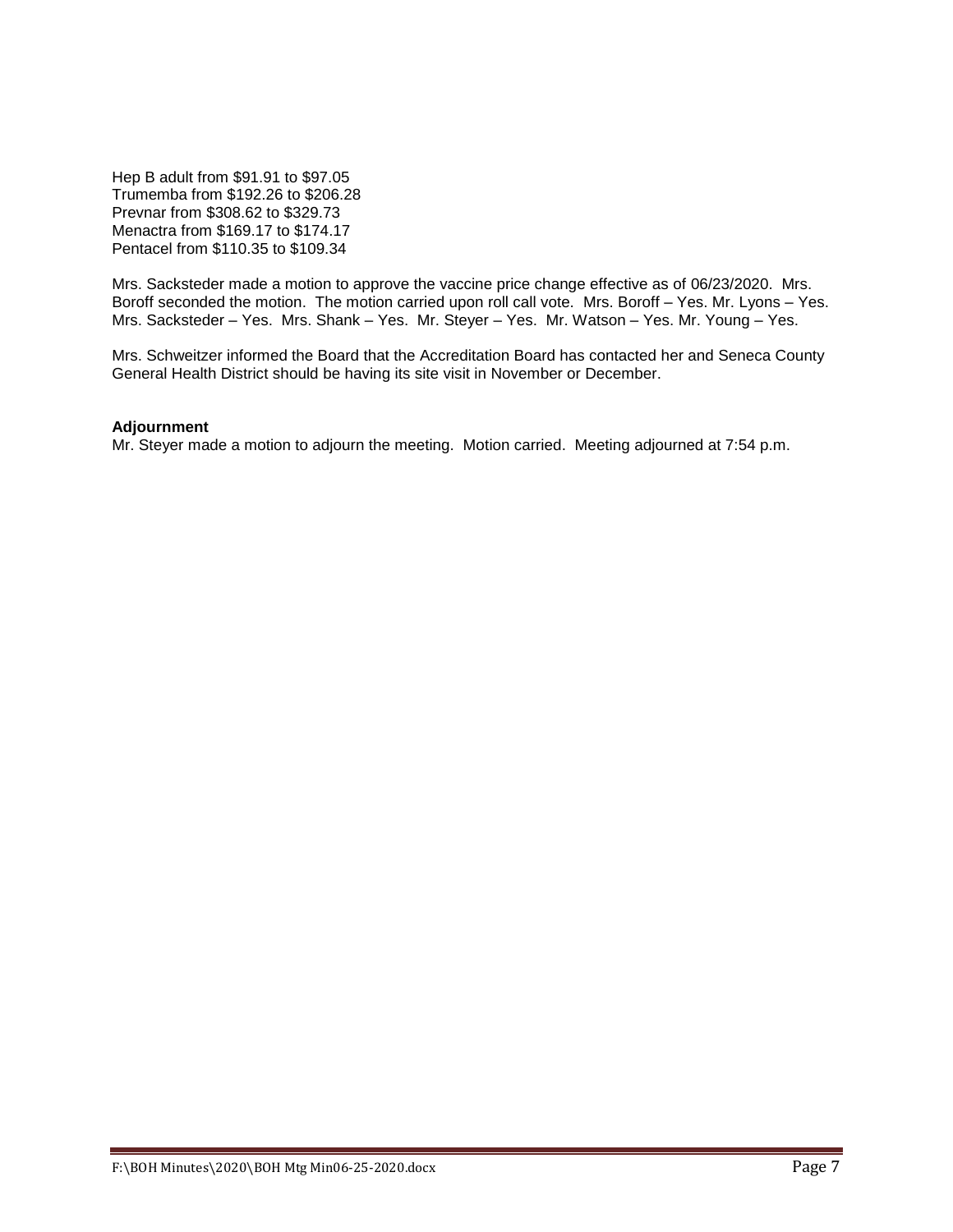Hep B adult from $91.91 to $97.05
Trumemba from $192.26 to $206.28
Prevnar from $308.62 to $329.73
Menactra from $169.17 to $174.17
Pentacel from $110.35 to $109.34

Mrs. Sacksteder made a motion to approve the vaccine price change effective as of 06/23/2020. Mrs. Boroff seconded the motion. The motion carried upon roll call vote. Mrs. Boroff – Yes. Mr. Lyons – Yes. Mrs. Sacksteder – Yes. Mrs. Shank – Yes. Mr. Steyer – Yes. Mr. Watson – Yes. Mr. Young – Yes.

Mrs. Schweitzer informed the Board that the Accreditation Board has contacted her and Seneca County General Health District should be having its site visit in November or December.

**Adjournment**
Mr. Steyer made a motion to adjourn the meeting. Motion carried. Meeting adjourned at 7:54 p.m.